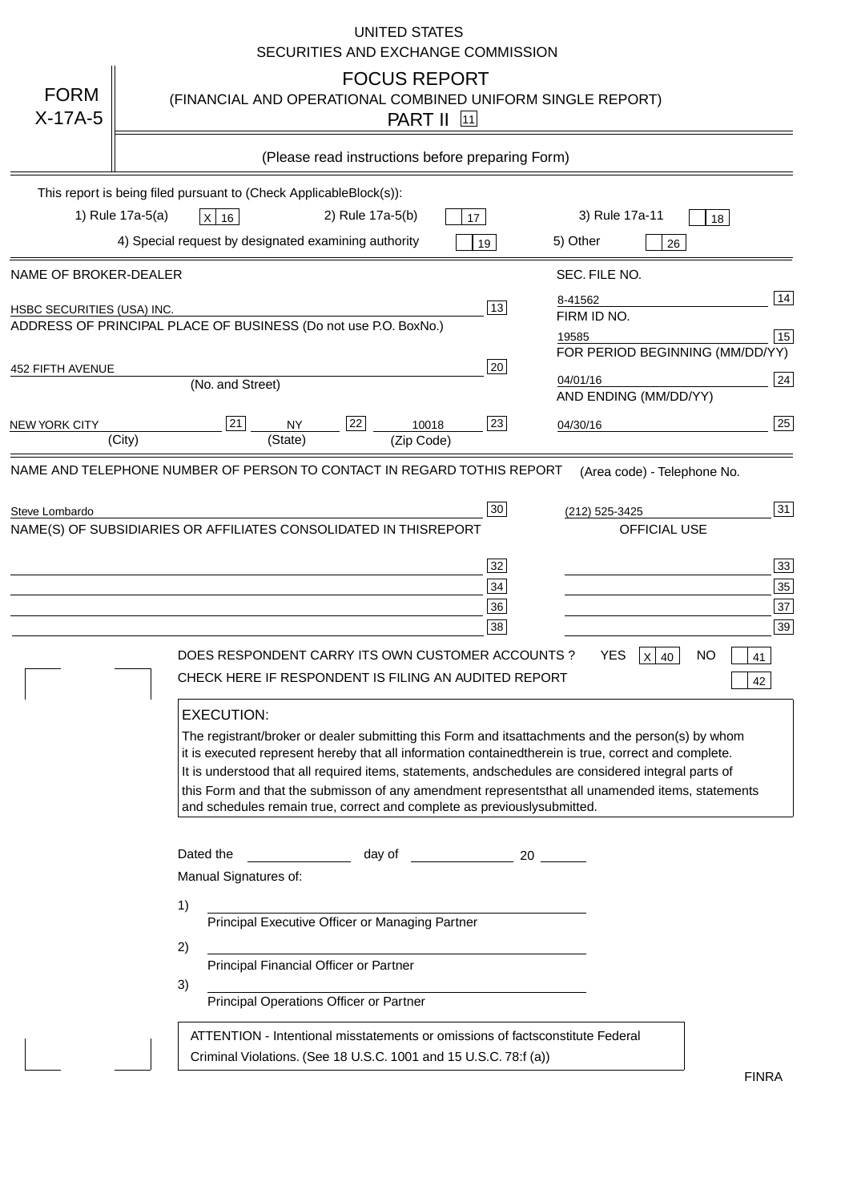UNITED STATES
SECURITIES AND EXCHANGE COMMISSION

# FORM X-17A-5

## FOCUS REPORT
(FINANCIAL AND OPERATIONAL COMBINED UNIFORM SINGLE REPORT)
PART II [11]

(Please read instructions before preparing Form)

This report is being filed pursuant to (Check Applicable Block(s)):

1) Rule 17a-5(a) [X] [16]   2) Rule 17a-5(b) [ ] [17]   3) Rule 17a-11 [ ] [18]

4) Special request by designated examining authority [ ] [19]   5) Other [ ] [26]

| NAME OF BROKER-DEALER | | SEC. FILE NO. | |
|---|---|---|---|
| HSBC SECURITIES (USA) INC. | [13] | 8-41562 | [14] |
| ADDRESS OF PRINCIPAL PLACE OF BUSINESS (Do not use P.O. Box No.) | | FIRM ID NO. | |
| | | 19585 | [15] |
| 452 FIFTH AVENUE (No. and Street) | [20] | FOR PERIOD BEGINNING (MM/DD/YY) 04/01/16 | [24] |
| NEW YORK CITY (City) [21] NY (State) [22] 10018 (Zip Code) | [23] | AND ENDING (MM/DD/YY) 04/30/16 | [25] |

| NAME AND TELEPHONE NUMBER OF PERSON TO CONTACT IN REGARD TO THIS REPORT | | (Area code) - Telephone No. | |
|---|---|---|---|
| Steve Lombardo | [30] | (212) 525-3425 | [31] |

| NAME(S) OF SUBSIDIARIES OR AFFILIATES CONSOLIDATED IN THIS REPORT | | OFFICIAL USE | |
|---|---|---|---|
| | [32] | | [33] |
| | [34] | | [35] |
| | [36] | | [37] |
| | [38] | | [39] |

DOES RESPONDENT CARRY ITS OWN CUSTOMER ACCOUNTS ? YES [X] [40] NO [ ] [41]

CHECK HERE IF RESPONDENT IS FILING AN AUDITED REPORT [ ] [42]

**EXECUTION:**

The registrant/broker or dealer submitting this Form and its attachments and the person(s) by whom it is executed represent hereby that all information contained therein is true, correct and complete. It is understood that all required items, statements, and schedules are considered integral parts of this Form and that the submisson of any amendment represents that all unamended items, statements and schedules remain true, correct and complete as previously submitted.

Dated the ____________ day of ____________ 20 ______

Manual Signatures of:

1) ________________________________
Principal Executive Officer or Managing Partner

2) ________________________________
Principal Financial Officer or Partner

3) ________________________________
Principal Operations Officer or Partner

ATTENTION - Intentional misstatements or omissions of facts constitute Federal Criminal Violations. (See 18 U.S.C. 1001 and 15 U.S.C. 78:f (a))

FINRA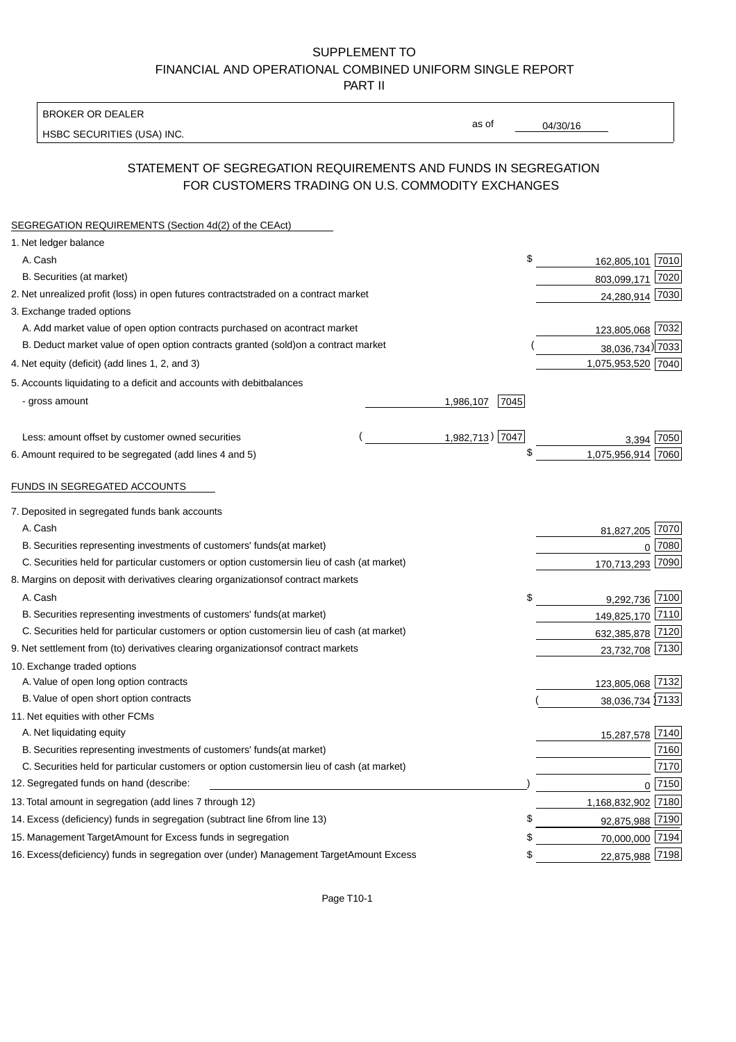SUPPLEMENT TO
FINANCIAL AND OPERATIONAL COMBINED UNIFORM SINGLE REPORT
PART II

BROKER OR DEALER
HSBC SECURITIES (USA) INC.

as of 04/30/16

## STATEMENT OF SEGREGATION REQUIREMENTS AND FUNDS IN SEGREGATION FOR CUSTOMERS TRADING ON U.S. COMMODITY EXCHANGES

SEGREGATION REQUIREMENTS (Section 4d(2) of the CEAct)

| Item | | | Amount | Code |
|---|---|---|---|---|
| 1. Net ledger balance | | | | |
| A. Cash | | | $ 162,805,101 | 7010 |
| B. Securities (at market) | | | 803,099,171 | 7020 |
| 2. Net unrealized profit (loss) in open futures contracts traded on a contract market | | | 24,280,914 | 7030 |
| 3. Exchange traded options | | | | |
| A. Add market value of open option contracts purchased on a contract market | | | 123,805,068 | 7032 |
| B. Deduct market value of open option contracts granted (sold) on a contract market | | | (38,036,734) | 7033 |
| 4. Net equity (deficit) (add lines 1, 2, and 3) | | | 1,075,953,520 | 7040 |
| 5. Accounts liquidating to a deficit and accounts with debit balances | | | | |
| - gross amount | 1,986,107 | 7045 | | |
| Less: amount offset by customer owned securities | (1,982,713) | 7047 | 3,394 | 7050 |
| 6. Amount required to be segregated (add lines 4 and 5) | | | $ 1,075,956,914 | 7060 |

FUNDS IN SEGREGATED ACCOUNTS

| Item | Amount | Code |
|---|---|---|
| 7. Deposited in segregated funds bank accounts | | |
| A. Cash | 81,827,205 | 7070 |
| B. Securities representing investments of customers' funds (at market) | 0 | 7080 |
| C. Securities held for particular customers or option customers in lieu of cash (at market) | 170,713,293 | 7090 |
| 8. Margins on deposit with derivatives clearing organizations of contract markets | | |
| A. Cash | $ 9,292,736 | 7100 |
| B. Securities representing investments of customers' funds (at market) | 149,825,170 | 7110 |
| C. Securities held for particular customers or option customers in lieu of cash (at market) | 632,385,878 | 7120 |
| 9. Net settlement from (to) derivatives clearing organizations of contract markets | 23,732,708 | 7130 |
| 10. Exchange traded options | | |
| A. Value of open long option contracts | 123,805,068 | 7132 |
| B. Value of open short option contracts | (38,036,734) | 7133 |
| 11. Net equities with other FCMs | | |
| A. Net liquidating equity | 15,287,578 | 7140 |
| B. Securities representing investments of customers' funds (at market) | | 7160 |
| C. Securities held for particular customers or option customers in lieu of cash (at market) | | 7170 |
| 12. Segregated funds on hand (describe: ) | 0 | 7150 |
| 13. Total amount in segregation (add lines 7 through 12) | 1,168,832,902 | 7180 |
| 14. Excess (deficiency) funds in segregation (subtract line 6 from line 13) | $ 92,875,988 | 7190 |
| 15. Management Target Amount for Excess funds in segregation | $ 70,000,000 | 7194 |
| 16. Excess (deficiency) funds in segregation over (under) Management Target Amount Excess | $ 22,875,988 | 7198 |

Page T10-1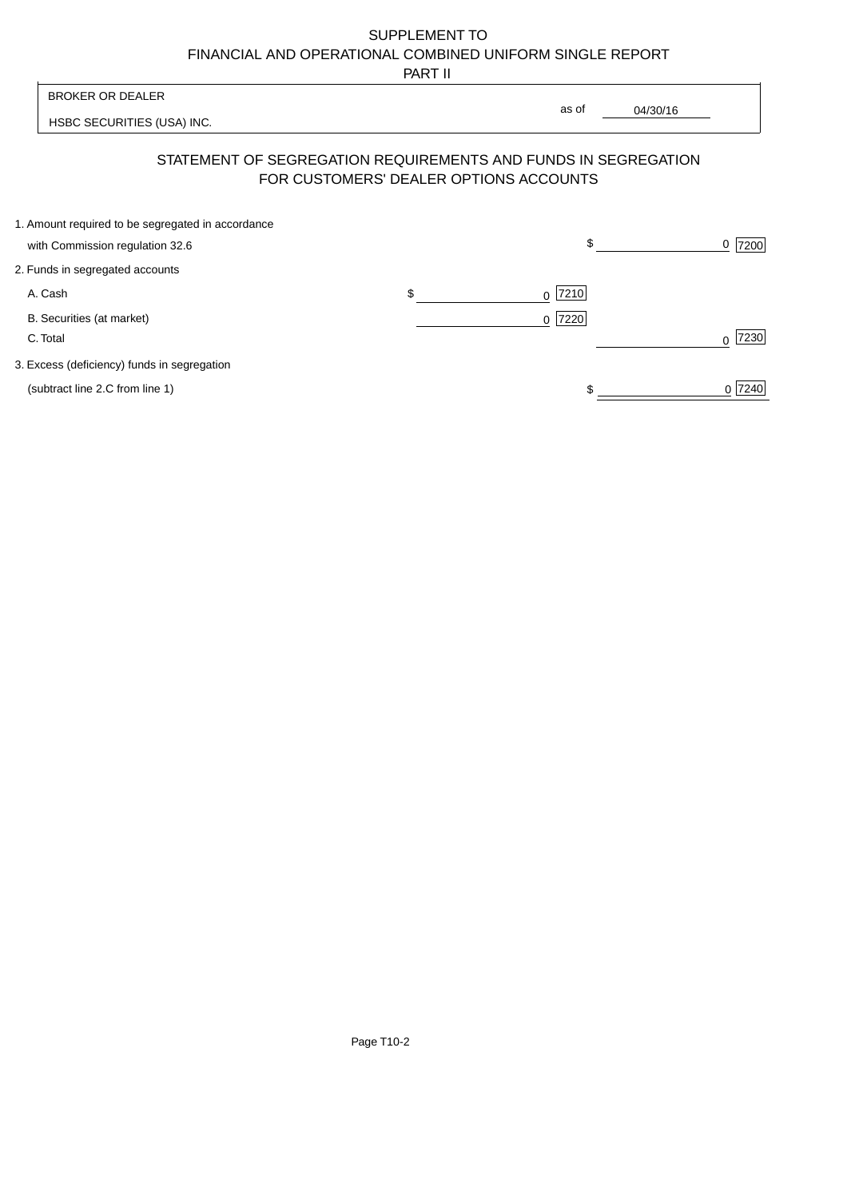SUPPLEMENT TO
FINANCIAL AND OPERATIONAL COMBINED UNIFORM SINGLE REPORT
PART II

BROKER OR DEALER

HSBC SECURITIES (USA) INC.

as of 04/30/16

## STATEMENT OF SEGREGATION REQUIREMENTS AND FUNDS IN SEGREGATION FOR CUSTOMERS' DEALER OPTIONS ACCOUNTS

| | | | |
|---|---|---|---|
| 1. Amount required to be segregated in accordance with Commission regulation 32.6 | | $ | 0 [7200] |
| 2. Funds in segregated accounts | | | |
| A. Cash | $ 0 [7210] | | |
| B. Securities (at market) | 0 [7220] | | |
| C. Total | | | 0 [7230] |
| 3. Excess (deficiency) funds in segregation (subtract line 2.C from line 1) | | $ | 0 [7240] |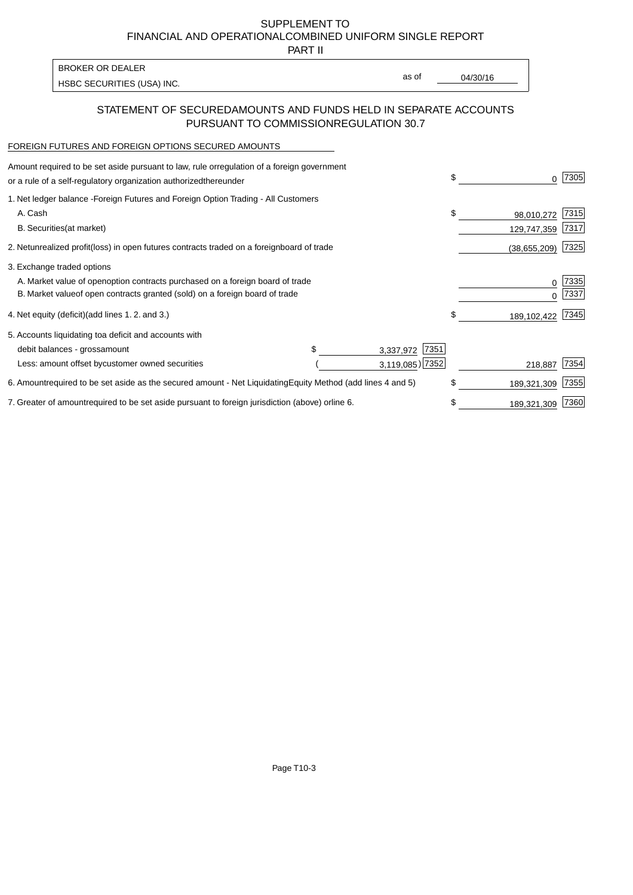# SUPPLEMENT TO
# FINANCIAL AND OPERATIONAL COMBINED UNIFORM SINGLE REPORT
# PART II

BROKER OR DEALER

HSBC SECURITIES (USA) INC.

as of 04/30/16

## STATEMENT OF SECURED AMOUNTS AND FUNDS HELD IN SEPARATE ACCOUNTS PURSUANT TO COMMISSION REGULATION 30.7

### FOREIGN FUTURES AND FOREIGN OPTIONS SECURED AMOUNTS

| | | | | |
|---|---|---|---|---|
| Amount required to be set aside pursuant to law, rule or regulation of a foreign government or a rule of a self-regulatory organization authorized thereunder | | | $ 0 | 7305 |
| 1. Net ledger balance - Foreign Futures and Foreign Option Trading - All Customers | | | | |
| A. Cash | | | $ 98,010,272 | 7315 |
| B. Securities (at market) | | | 129,747,359 | 7317 |
| 2. Net unrealized profit (loss) in open futures contracts traded on a foreign board of trade | | | (38,655,209) | 7325 |
| 3. Exchange traded options | | | | |
| A. Market value of open option contracts purchased on a foreign board of trade | | | 0 | 7335 |
| B. Market value of open contracts granted (sold) on a foreign board of trade | | | 0 | 7337 |
| 4. Net equity (deficit) (add lines 1. 2. and 3.) | | | $ 189,102,422 | 7345 |
| 5. Accounts liquidating to a deficit and accounts with | | | | |
| debit balances - gross amount | $ 3,337,972 | 7351 | | |
| Less: amount offset by customer owned securities | ( 3,119,085) | 7352 | 218,887 | 7354 |
| 6. Amount required to be set aside as the secured amount - Net Liquidating Equity Method (add lines 4 and 5) | | | $ 189,321,309 | 7355 |
| 7. Greater of amount required to be set aside pursuant to foreign jurisdiction (above) or line 6. | | | $ 189,321,309 | 7360 |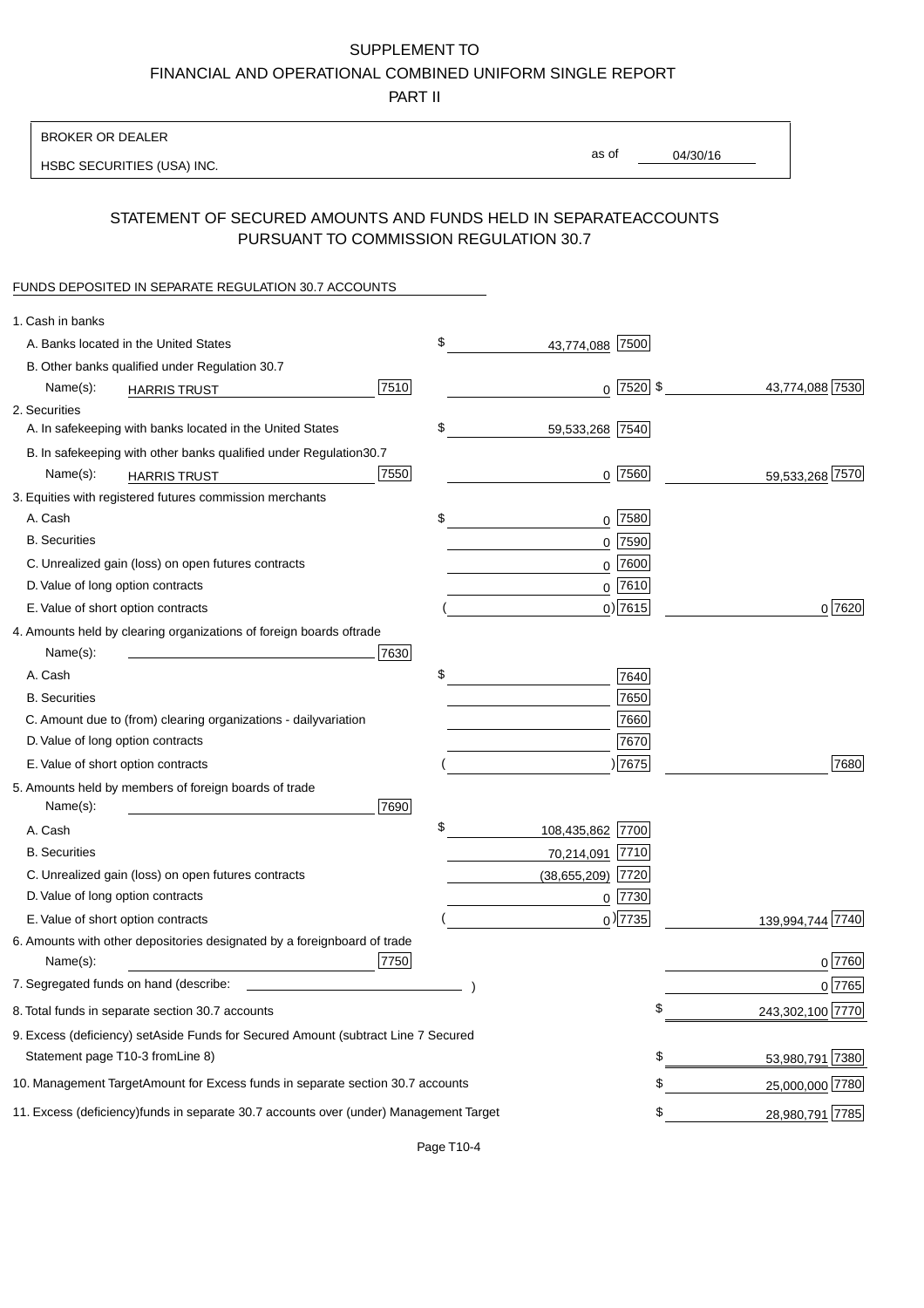# SUPPLEMENT TO
# FINANCIAL AND OPERATIONAL COMBINED UNIFORM SINGLE REPORT
## PART II

BROKER OR DEALER

HSBC SECURITIES (USA) INC.

as of 04/30/16

## STATEMENT OF SECURED AMOUNTS AND FUNDS HELD IN SEPARATEACCOUNTS PURSUANT TO COMMISSION REGULATION 30.7

FUNDS DEPOSITED IN SEPARATE REGULATION 30.7 ACCOUNTS

| | | | |
|---|---|---|---|
| 1. Cash in banks | | | |
| A. Banks located in the United States | | $ 43,774,088 [7500] | |
| B. Other banks qualified under Regulation 30.7 | | | |
| Name(s): HARRIS TRUST | [7510] | 0 [7520] | $ 43,774,088 [7530] |
| 2. Securities | | | |
| A. In safekeeping with banks located in the United States | | $ 59,533,268 [7540] | |
| B. In safekeeping with other banks qualified under Regulation30.7 | | | |
| Name(s): HARRIS TRUST | [7550] | 0 [7560] | 59,533,268 [7570] |
| 3. Equities with registered futures commission merchants | | | |
| A. Cash | | $ 0 [7580] | |
| B. Securities | | 0 [7590] | |
| C. Unrealized gain (loss) on open futures contracts | | 0 [7600] | |
| D. Value of long option contracts | | 0 [7610] | |
| E. Value of short option contracts | | ( 0) [7615] | 0 [7620] |
| 4. Amounts held by clearing organizations of foreign boards oftrade | | | |
| Name(s): | [7630] | | |
| A. Cash | | $ [7640] | |
| B. Securities | | [7650] | |
| C. Amount due to (from) clearing organizations - dailyvariation | | [7660] | |
| D. Value of long option contracts | | [7670] | |
| E. Value of short option contracts | | ( ) [7675] | [7680] |
| 5. Amounts held by members of foreign boards of trade | | | |
| Name(s): | [7690] | | |
| A. Cash | | $ 108,435,862 [7700] | |
| B. Securities | | 70,214,091 [7710] | |
| C. Unrealized gain (loss) on open futures contracts | | (38,655,209) [7720] | |
| D. Value of long option contracts | | 0 [7730] | |
| E. Value of short option contracts | | ( 0) [7735] | 139,994,744 [7740] |
| 6. Amounts with other depositories designated by a foreignboard of trade | | | |
| Name(s): | [7750] | | 0 [7760] |
| 7. Segregated funds on hand (describe: ) | | | 0 [7765] |
| 8. Total funds in separate section 30.7 accounts | | | $ 243,302,100 [7770] |
| 9. Excess (deficiency) setAside Funds for Secured Amount (subtract Line 7 Secured Statement page T10-3 fromLine 8) | | | $ 53,980,791 [7380] |
| 10. Management TargetAmount for Excess funds in separate section 30.7 accounts | | | $ 25,000,000 [7780] |
| 11. Excess (deficiency)funds in separate 30.7 accounts over (under) Management Target | | | $ 28,980,791 [7785] |

Page T10-4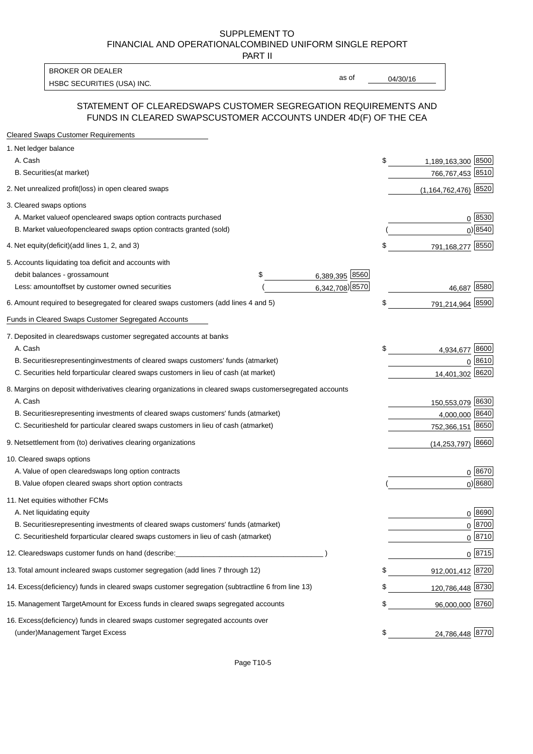SUPPLEMENT TO
FINANCIAL AND OPERATIONAL COMBINED UNIFORM SINGLE REPORT
PART II

| BROKER OR DEALER | | |
|---|---|---|
| HSBC SECURITIES (USA) INC. | as of | 04/30/16 |

## STATEMENT OF CLEARED SWAPS CUSTOMER SEGREGATION REQUIREMENTS AND FUNDS IN CLEARED SWAPS CUSTOMER ACCOUNTS UNDER 4D(F) OF THE CEA

| | | | | |
|---|---|---|---|---|
| **Cleared Swaps Customer Requirements** | | | | |
| 1. Net ledger balance | | | | |
| A. Cash | | | $ 1,189,163,300 | 8500 |
| B. Securities (at market) | | | 766,767,453 | 8510 |
| 2. Net unrealized profit (loss) in open cleared swaps | | | (1,164,762,476) | 8520 |
| 3. Cleared swaps options | | | | |
| A. Market value of open cleared swaps option contracts purchased | | | 0 | 8530 |
| B. Market value of open cleared swaps option contracts granted (sold) | | | ( 0) | 8540 |
| 4. Net equity (deficit) (add lines 1, 2, and 3) | | | $ 791,168,277 | 8550 |
| 5. Accounts liquidating to a deficit and accounts with | | | | |
| debit balances - gross amount | $ 6,389,395 | 8560 | | |
| Less: amount offset by customer owned securities | ( 6,342,708) | 8570 | 46,687 | 8580 |
| 6. Amount required to be segregated for cleared swaps customers (add lines 4 and 5) | | | $ 791,214,964 | 8590 |
| **Funds in Cleared Swaps Customer Segregated Accounts** | | | | |
| 7. Deposited in cleared swaps customer segregated accounts at banks | | | | |
| A. Cash | | | $ 4,934,677 | 8600 |
| B. Securities representing investments of cleared swaps customers' funds (at market) | | | 0 | 8610 |
| C. Securities held for particular cleared swaps customers in lieu of cash (at market) | | | 14,401,302 | 8620 |
| 8. Margins on deposit with derivatives clearing organizations in cleared swaps customer segregated accounts | | | | |
| A. Cash | | | 150,553,079 | 8630 |
| B. Securities representing investments of cleared swaps customers' funds (at market) | | | 4,000,000 | 8640 |
| C. Securities held for particular cleared swaps customers in lieu of cash (at market) | | | 752,366,151 | 8650 |
| 9. Net settlement from (to) derivatives clearing organizations | | | (14,253,797) | 8660 |
| 10. Cleared swaps options | | | | |
| A. Value of open cleared swaps long option contracts | | | 0 | 8670 |
| B. Value of open cleared swaps short option contracts | | | ( 0) | 8680 |
| 11. Net equities with other FCMs | | | | |
| A. Net liquidating equity | | | 0 | 8690 |
| B. Securities representing investments of cleared swaps customers' funds (at market) | | | 0 | 8700 |
| C. Securities held for particular cleared swaps customers in lieu of cash (at market) | | | 0 | 8710 |
| 12. Cleared swaps customer funds on hand (describe: ______ ) | | | 0 | 8715 |
| 13. Total amount in cleared swaps customer segregation (add lines 7 through 12) | | | $ 912,001,412 | 8720 |
| 14. Excess (deficiency) funds in cleared swaps customer segregation (subtract line 6 from line 13) | | | $ 120,786,448 | 8730 |
| 15. Management Target Amount for Excess funds in cleared swaps segregated accounts | | | $ 96,000,000 | 8760 |
| 16. Excess (deficiency) funds in cleared swaps customer segregated accounts over (under) Management Target Excess | | | $ 24,786,448 | 8770 |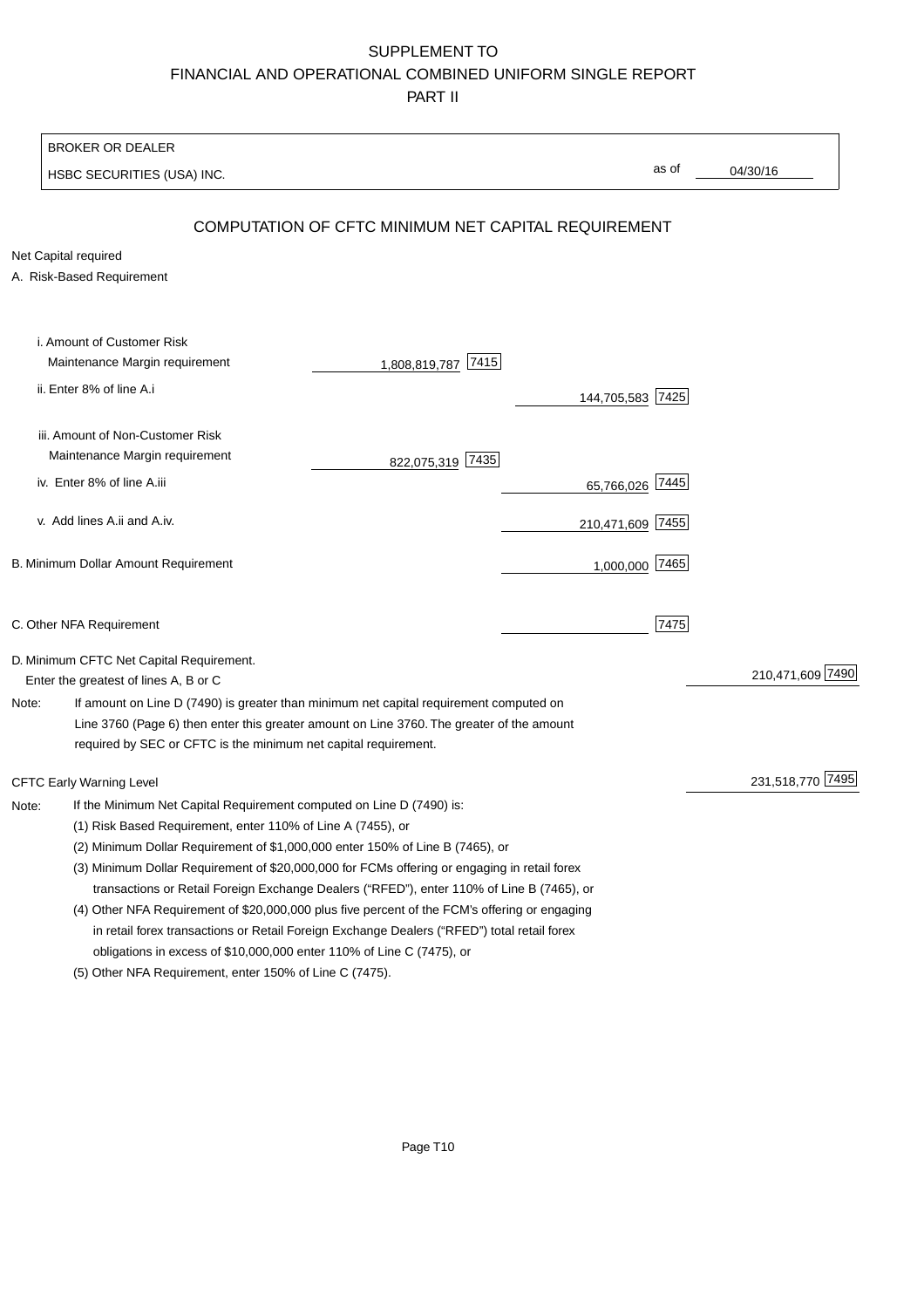# SUPPLEMENT TO
# FINANCIAL AND OPERATIONAL COMBINED UNIFORM SINGLE REPORT
## PART II

BROKER OR DEALER

HSBC SECURITIES (USA) INC. as of 04/30/16

## COMPUTATION OF CFTC MINIMUM NET CAPITAL REQUIREMENT

Net Capital required

A. Risk-Based Requirement

| | | | |
|---|---|---|---|
| i. Amount of Customer Risk Maintenance Margin requirement | 1,808,819,787 [7415] | | |
| ii. Enter 8% of line A.i | | 144,705,583 [7425] | |
| iii. Amount of Non-Customer Risk Maintenance Margin requirement | 822,075,319 [7435] | | |
| iv. Enter 8% of line A.iii | | 65,766,026 [7445] | |
| v. Add lines A.ii and A.iv. | | 210,471,609 [7455] | |
| B. Minimum Dollar Amount Requirement | | 1,000,000 [7465] | |
| C. Other NFA Requirement | | [7475] | |
| D. Minimum CFTC Net Capital Requirement. Enter the greatest of lines A, B or C | | | 210,471,609 [7490] |

Note: If amount on Line D (7490) is greater than minimum net capital requirement computed on Line 3760 (Page 6) then enter this greater amount on Line 3760. The greater of the amount required by SEC or CFTC is the minimum net capital requirement.

CFTC Early Warning Level 231,518,770 [7495]

Note: If the Minimum Net Capital Requirement computed on Line D (7490) is:

(1) Risk Based Requirement, enter 110% of Line A (7455), or

(2) Minimum Dollar Requirement of $1,000,000 enter 150% of Line B (7465), or

(3) Minimum Dollar Requirement of $20,000,000 for FCMs offering or engaging in retail forex transactions or Retail Foreign Exchange Dealers ("RFED"), enter 110% of Line B (7465), or

(4) Other NFA Requirement of $20,000,000 plus five percent of the FCM's offering or engaging in retail forex transactions or Retail Foreign Exchange Dealers ("RFED") total retail forex obligations in excess of $10,000,000 enter 110% of Line C (7475), or

(5) Other NFA Requirement, enter 150% of Line C (7475).